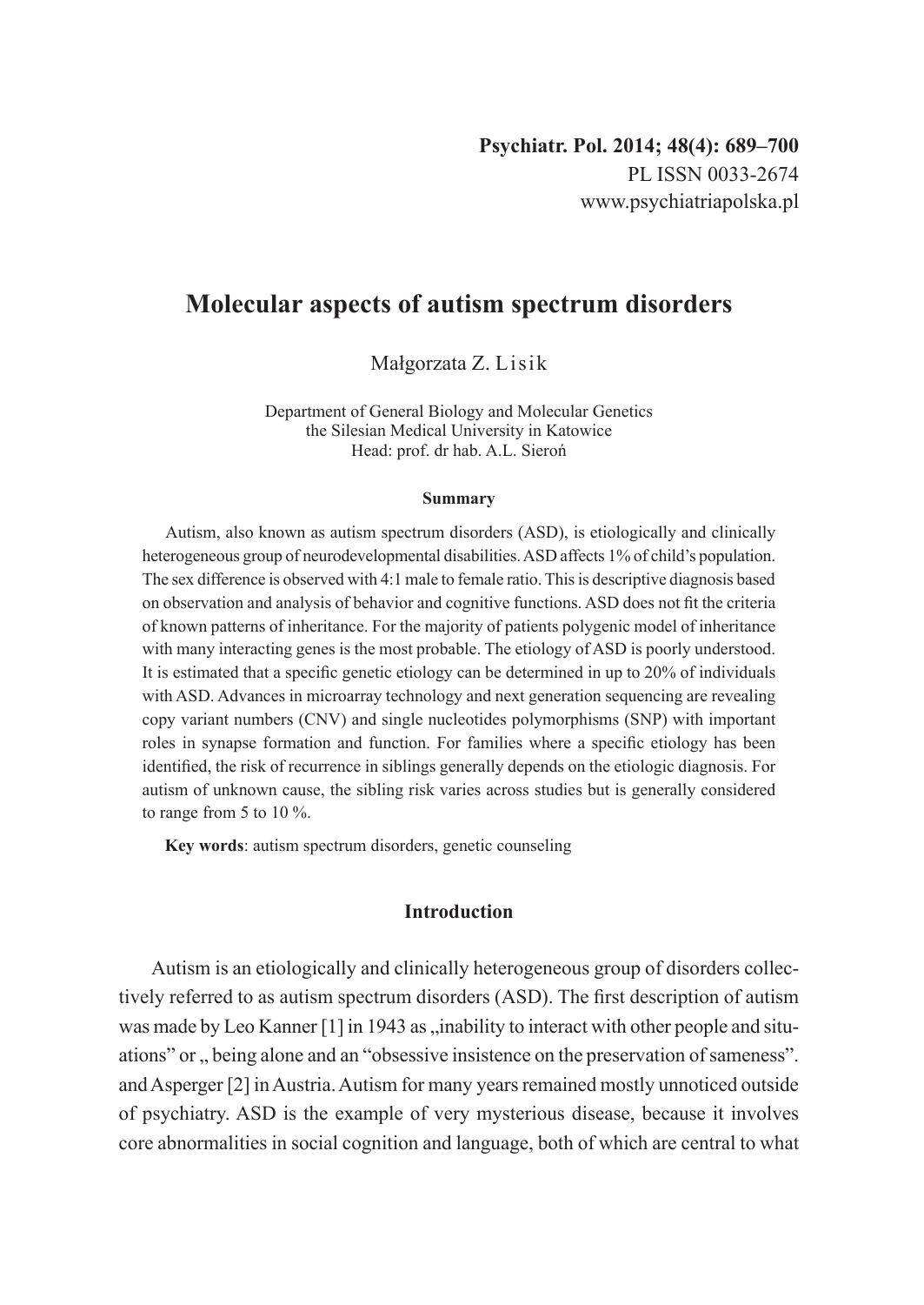# Molecular aspects of autism spectrum disorders

Małgorzata Z. Lisik

Department of General Biology and Molecular Genetics
the Silesian Medical University in Katowice
Head: prof. dr hab. A.L. Sieroń

### Summary

Autism, also known as autism spectrum disorders (ASD), is etiologically and clinically heterogeneous group of neurodevelopmental disabilities. ASD affects 1% of child's population. The sex difference is observed with 4:1 male to female ratio. This is descriptive diagnosis based on observation and analysis of behavior and cognitive functions. ASD does not fit the criteria of known patterns of inheritance. For the majority of patients polygenic model of inheritance with many interacting genes is the most probable. The etiology of ASD is poorly understood. It is estimated that a specific genetic etiology can be determined in up to 20% of individuals with ASD. Advances in microarray technology and next generation sequencing are revealing copy variant numbers (CNV) and single nucleotides polymorphisms (SNP) with important roles in synapse formation and function. For families where a specific etiology has been identified, the risk of recurrence in siblings generally depends on the etiologic diagnosis. For autism of unknown cause, the sibling risk varies across studies but is generally considered to range from 5 to 10 %.

**Key words**: autism spectrum disorders, genetic counseling

## Introduction

Autism is an etiologically and clinically heterogeneous group of disorders collectively referred to as autism spectrum disorders (ASD). The first description of autism was made by Leo Kanner [1] in 1943 as „inability to interact with other people and situations" or „ being alone and an "obsessive insistence on the preservation of sameness". and Asperger [2] in Austria. Autism for many years remained mostly unnoticed outside of psychiatry. ASD is the example of very mysterious disease, because it involves core abnormalities in social cognition and language, both of which are central to what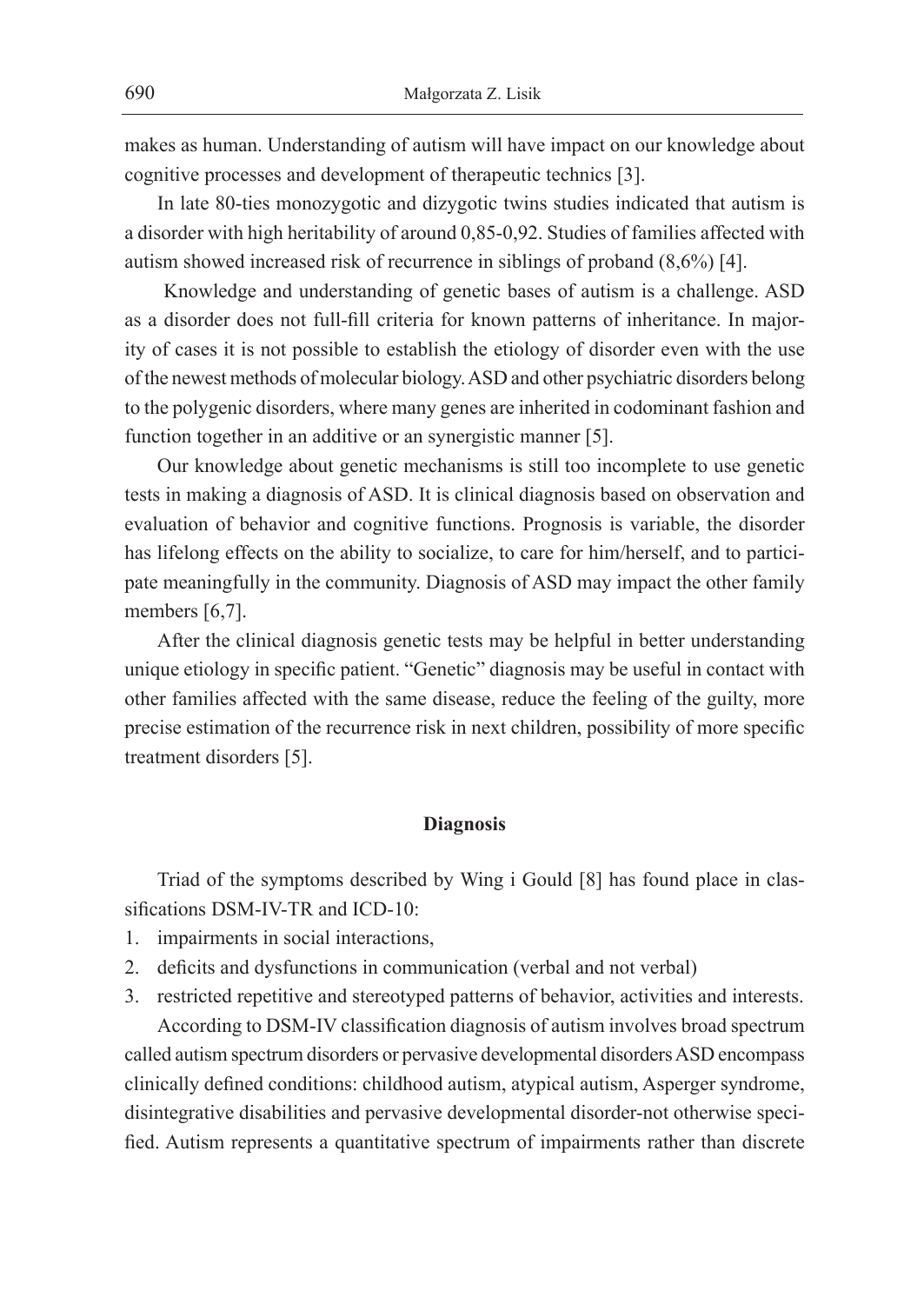makes as human. Understanding of autism will have impact on our knowledge about cognitive processes and development of therapeutic technics [3].

In late 80-ties monozygotic and dizygotic twins studies indicated that autism is a disorder with high heritability of around 0,85-0,92. Studies of families affected with autism showed increased risk of recurrence in siblings of proband (8,6%) [4].

Knowledge and understanding of genetic bases of autism is a challenge. ASD as a disorder does not full-fill criteria for known patterns of inheritance. In majority of cases it is not possible to establish the etiology of disorder even with the use of the newest methods of molecular biology. ASD and other psychiatric disorders belong to the polygenic disorders, where many genes are inherited in codominant fashion and function together in an additive or an synergistic manner [5].

Our knowledge about genetic mechanisms is still too incomplete to use genetic tests in making a diagnosis of ASD. It is clinical diagnosis based on observation and evaluation of behavior and cognitive functions. Prognosis is variable, the disorder has lifelong effects on the ability to socialize, to care for him/herself, and to participate meaningfully in the community. Diagnosis of ASD may impact the other family members [6,7].

After the clinical diagnosis genetic tests may be helpful in better understanding unique etiology in specific patient. "Genetic" diagnosis may be useful in contact with other families affected with the same disease, reduce the feeling of the guilty, more precise estimation of the recurrence risk in next children, possibility of more specific treatment disorders [5].

## Diagnosis

Triad of the symptoms described by Wing i Gould [8] has found place in classifications DSM-IV-TR and ICD-10:

1. impairments in social interactions,
2. deficits and dysfunctions in communication (verbal and not verbal)
3. restricted repetitive and stereotyped patterns of behavior, activities and interests.

According to DSM-IV classification diagnosis of autism involves broad spectrum called autism spectrum disorders or pervasive developmental disorders ASD encompass clinically defined conditions: childhood autism, atypical autism, Asperger syndrome, disintegrative disabilities and pervasive developmental disorder-not otherwise specified. Autism represents a quantitative spectrum of impairments rather than discrete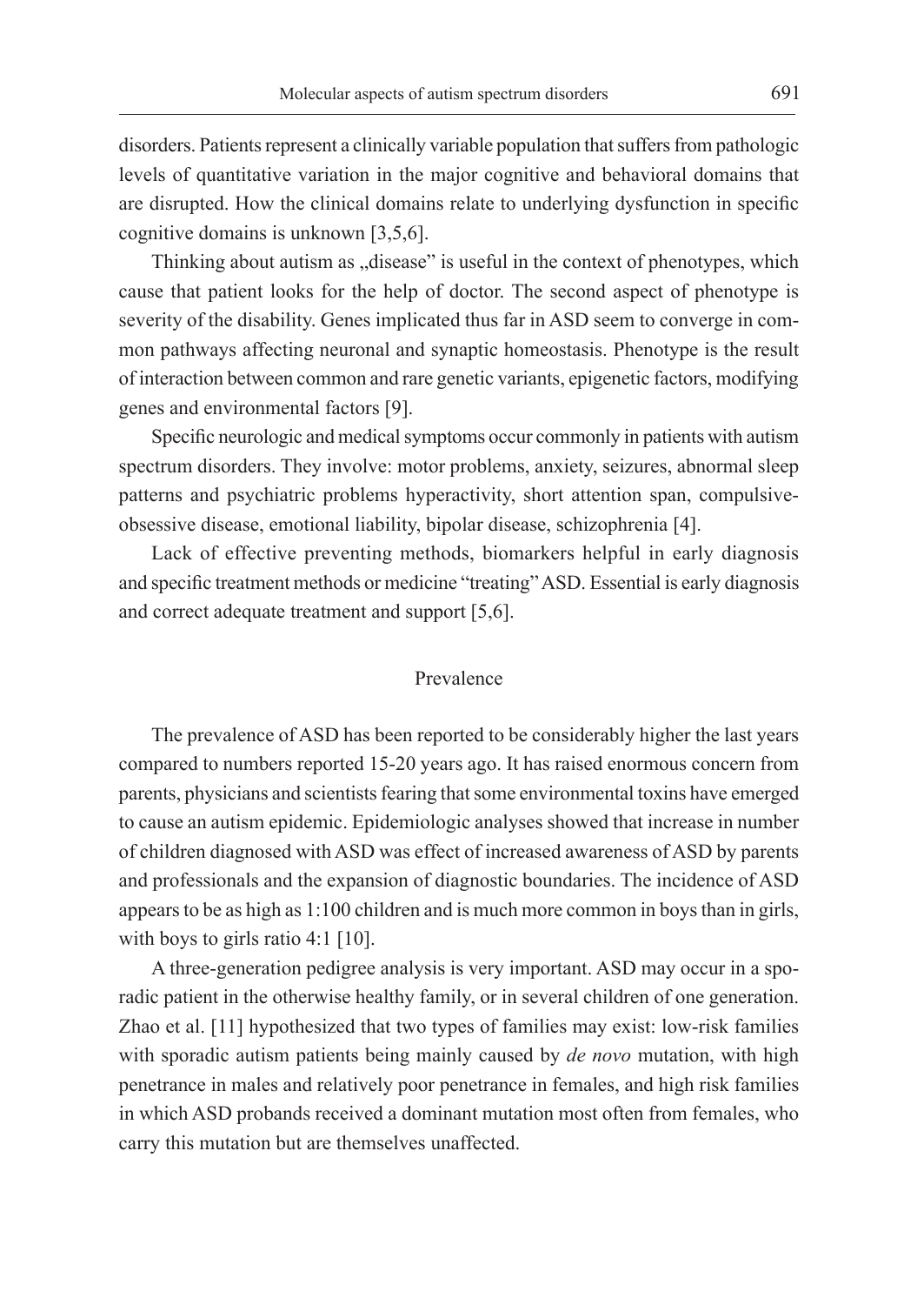disorders. Patients represent a clinically variable population that suffers from pathologic levels of quantitative variation in the major cognitive and behavioral domains that are disrupted. How the clinical domains relate to underlying dysfunction in specific cognitive domains is unknown [3,5,6].

Thinking about autism as „disease" is useful in the context of phenotypes, which cause that patient looks for the help of doctor. The second aspect of phenotype is severity of the disability. Genes implicated thus far in ASD seem to converge in common pathways affecting neuronal and synaptic homeostasis. Phenotype is the result of interaction between common and rare genetic variants, epigenetic factors, modifying genes and environmental factors [9].

Specific neurologic and medical symptoms occur commonly in patients with autism spectrum disorders. They involve: motor problems, anxiety, seizures, abnormal sleep patterns and psychiatric problems hyperactivity, short attention span, compulsive-obsessive disease, emotional liability, bipolar disease, schizophrenia [4].

Lack of effective preventing methods, biomarkers helpful in early diagnosis and specific treatment methods or medicine "treating" ASD. Essential is early diagnosis and correct adequate treatment and support [5,6].

## Prevalence

The prevalence of ASD has been reported to be considerably higher the last years compared to numbers reported 15-20 years ago. It has raised enormous concern from parents, physicians and scientists fearing that some environmental toxins have emerged to cause an autism epidemic. Epidemiologic analyses showed that increase in number of children diagnosed with ASD was effect of increased awareness of ASD by parents and professionals and the expansion of diagnostic boundaries. The incidence of ASD appears to be as high as 1:100 children and is much more common in boys than in girls, with boys to girls ratio 4:1 [10].

A three-generation pedigree analysis is very important. ASD may occur in a sporadic patient in the otherwise healthy family, or in several children of one generation. Zhao et al. [11] hypothesized that two types of families may exist: low-risk families with sporadic autism patients being mainly caused by *de novo* mutation, with high penetrance in males and relatively poor penetrance in females, and high risk families in which ASD probands received a dominant mutation most often from females, who carry this mutation but are themselves unaffected.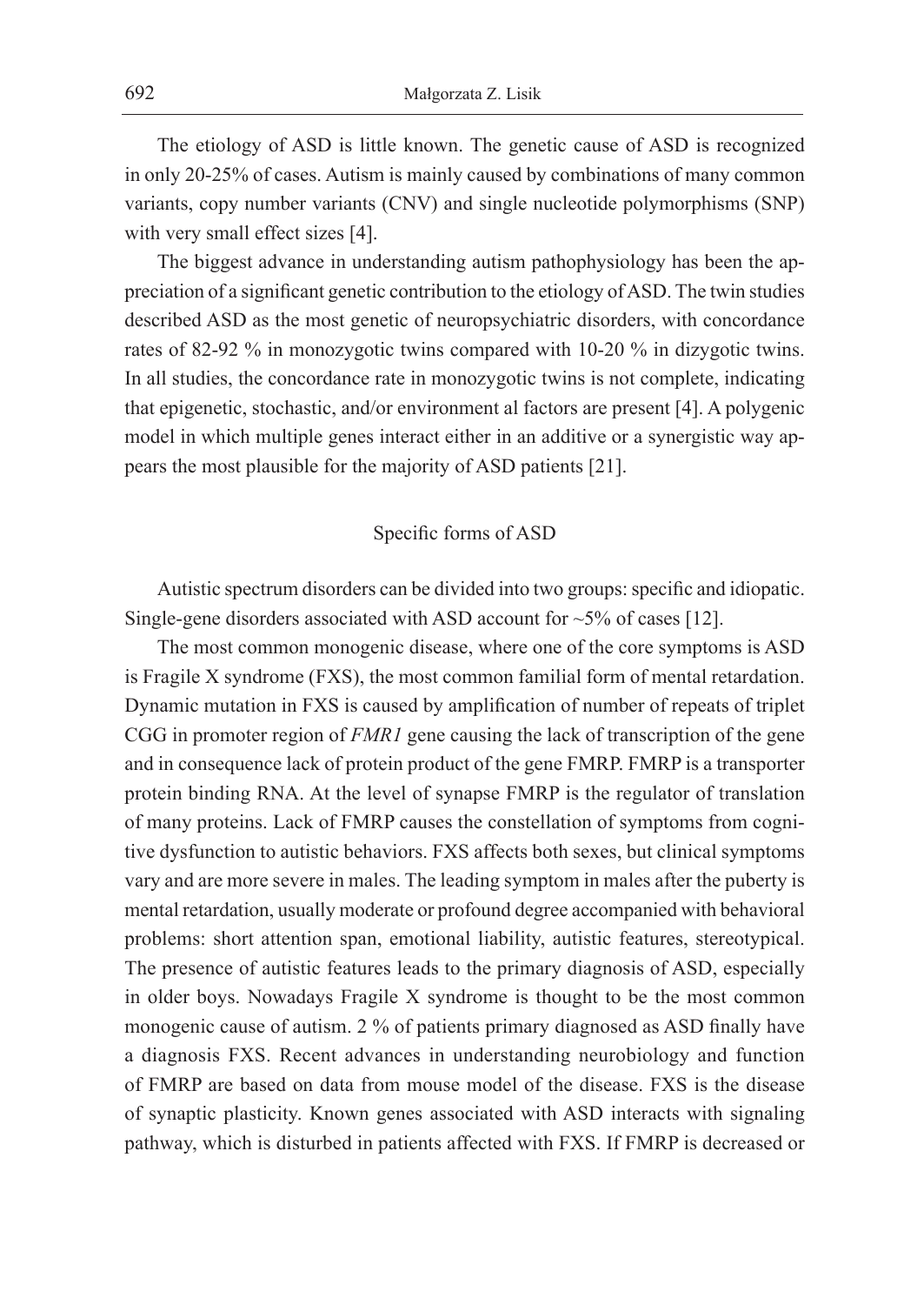The etiology of ASD is little known. The genetic cause of ASD is recognized in only 20-25% of cases. Autism is mainly caused by combinations of many common variants, copy number variants (CNV) and single nucleotide polymorphisms (SNP) with very small effect sizes [4].

The biggest advance in understanding autism pathophysiology has been the appreciation of a significant genetic contribution to the etiology of ASD. The twin studies described ASD as the most genetic of neuropsychiatric disorders, with concordance rates of 82-92 % in monozygotic twins compared with 10-20 % in dizygotic twins. In all studies, the concordance rate in monozygotic twins is not complete, indicating that epigenetic, stochastic, and/or environment al factors are present [4]. A polygenic model in which multiple genes interact either in an additive or a synergistic way appears the most plausible for the majority of ASD patients [21].

## Specific forms of ASD

Autistic spectrum disorders can be divided into two groups: specific and idiopatic. Single-gene disorders associated with ASD account for ~5% of cases [12].

The most common monogenic disease, where one of the core symptoms is ASD is Fragile X syndrome (FXS), the most common familial form of mental retardation. Dynamic mutation in FXS is caused by amplification of number of repeats of triplet CGG in promoter region of *FMR1* gene causing the lack of transcription of the gene and in consequence lack of protein product of the gene FMRP. FMRP is a transporter protein binding RNA. At the level of synapse FMRP is the regulator of translation of many proteins. Lack of FMRP causes the constellation of symptoms from cognitive dysfunction to autistic behaviors. FXS affects both sexes, but clinical symptoms vary and are more severe in males. The leading symptom in males after the puberty is mental retardation, usually moderate or profound degree accompanied with behavioral problems: short attention span, emotional liability, autistic features, stereotypical. The presence of autistic features leads to the primary diagnosis of ASD, especially in older boys. Nowadays Fragile X syndrome is thought to be the most common monogenic cause of autism. 2 % of patients primary diagnosed as ASD finally have a diagnosis FXS. Recent advances in understanding neurobiology and function of FMRP are based on data from mouse model of the disease. FXS is the disease of synaptic plasticity. Known genes associated with ASD interacts with signaling pathway, which is disturbed in patients affected with FXS. If FMRP is decreased or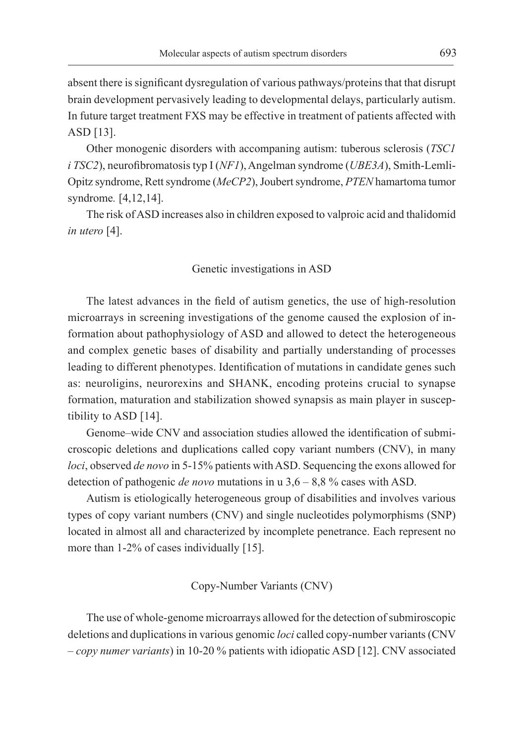absent there is significant dysregulation of various pathways/proteins that that disrupt brain development pervasively leading to developmental delays, particularly autism. In future target treatment FXS may be effective in treatment of patients affected with ASD [13].

Other monogenic disorders with accompaning autism: tuberous sclerosis (*TSC1 i TSC2*), neurofibromatosis typ I (*NF1*), Angelman syndrome (*UBE3A*), Smith-Lemli-Opitz syndrome, Rett syndrome (*MeCP2*), Joubert syndrome, *PTEN* hamartoma tumor syndrome. [4,12,14].

The risk of ASD increases also in children exposed to valproic acid and thalidomid *in utero* [4].

## Genetic investigations in ASD

The latest advances in the field of autism genetics, the use of high-resolution microarrays in screening investigations of the genome caused the explosion of information about pathophysiology of ASD and allowed to detect the heterogeneous and complex genetic bases of disability and partially understanding of processes leading to different phenotypes. Identification of mutations in candidate genes such as: neuroligins, neurorexins and SHANK, encoding proteins crucial to synapse formation, maturation and stabilization showed synapsis as main player in susceptibility to ASD [14].

Genome–wide CNV and association studies allowed the identification of submicroscopic deletions and duplications called copy variant numbers (CNV), in many *loci*, observed *de novo* in 5-15% patients with ASD. Sequencing the exons allowed for detection of pathogenic *de novo* mutations in u 3,6 – 8,8 % cases with ASD.

Autism is etiologically heterogeneous group of disabilities and involves various types of copy variant numbers (CNV) and single nucleotides polymorphisms (SNP) located in almost all and characterized by incomplete penetrance. Each represent no more than 1-2% of cases individually [15].

## Copy-Number Variants (CNV)

The use of whole-genome microarrays allowed for the detection of submiroscopic deletions and duplications in various genomic *loci* called copy-number variants (CNV – *copy numer variants*) in 10-20 % patients with idiopatic ASD [12]. CNV associated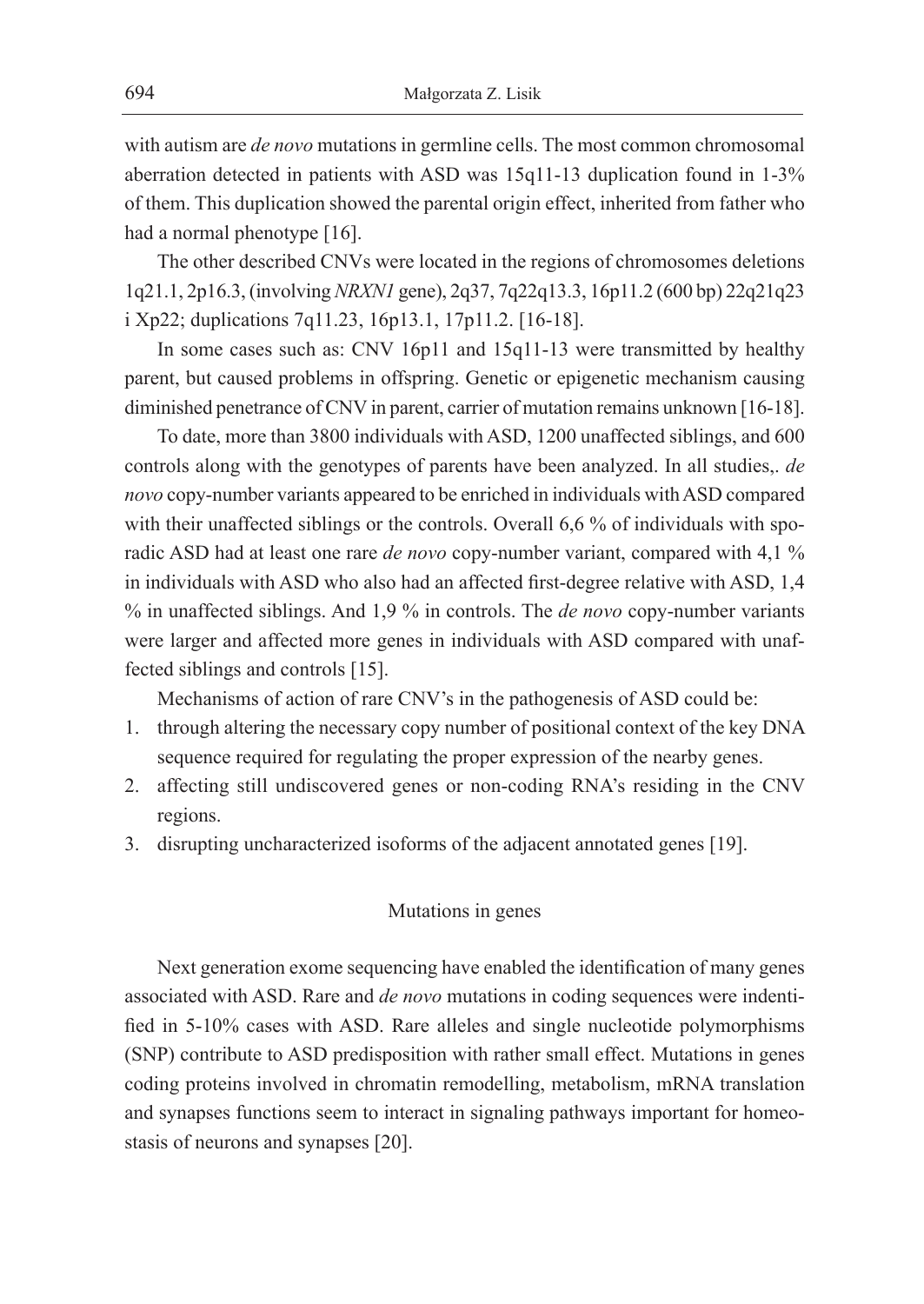with autism are *de novo* mutations in germline cells. The most common chromosomal aberration detected in patients with ASD was 15q11-13 duplication found in 1-3% of them. This duplication showed the parental origin effect, inherited from father who had a normal phenotype [16].

The other described CNVs were located in the regions of chromosomes deletions 1q21.1, 2p16.3, (involving *NRXN1* gene), 2q37, 7q22q13.3, 16p11.2 (600 bp) 22q21q23 i Xp22; duplications 7q11.23, 16p13.1, 17p11.2. [16-18].

In some cases such as: CNV 16p11 and 15q11-13 were transmitted by healthy parent, but caused problems in offspring. Genetic or epigenetic mechanism causing diminished penetrance of CNV in parent, carrier of mutation remains unknown [16-18].

To date, more than 3800 individuals with ASD, 1200 unaffected siblings, and 600 controls along with the genotypes of parents have been analyzed. In all studies,. *de novo* copy-number variants appeared to be enriched in individuals with ASD compared with their unaffected siblings or the controls. Overall 6,6 % of individuals with sporadic ASD had at least one rare *de novo* copy-number variant, compared with 4,1 % in individuals with ASD who also had an affected first-degree relative with ASD, 1,4 % in unaffected siblings. And 1,9 % in controls. The *de novo* copy-number variants were larger and affected more genes in individuals with ASD compared with unaffected siblings and controls [15].

Mechanisms of action of rare CNV's in the pathogenesis of ASD could be:

1. through altering the necessary copy number of positional context of the key DNA sequence required for regulating the proper expression of the nearby genes.
2. affecting still undiscovered genes or non-coding RNA's residing in the CNV regions.
3. disrupting uncharacterized isoforms of the adjacent annotated genes [19].

## Mutations in genes

Next generation exome sequencing have enabled the identification of many genes associated with ASD. Rare and *de novo* mutations in coding sequences were indentified in 5-10% cases with ASD. Rare alleles and single nucleotide polymorphisms (SNP) contribute to ASD predisposition with rather small effect. Mutations in genes coding proteins involved in chromatin remodelling, metabolism, mRNA translation and synapses functions seem to interact in signaling pathways important for homeostasis of neurons and synapses [20].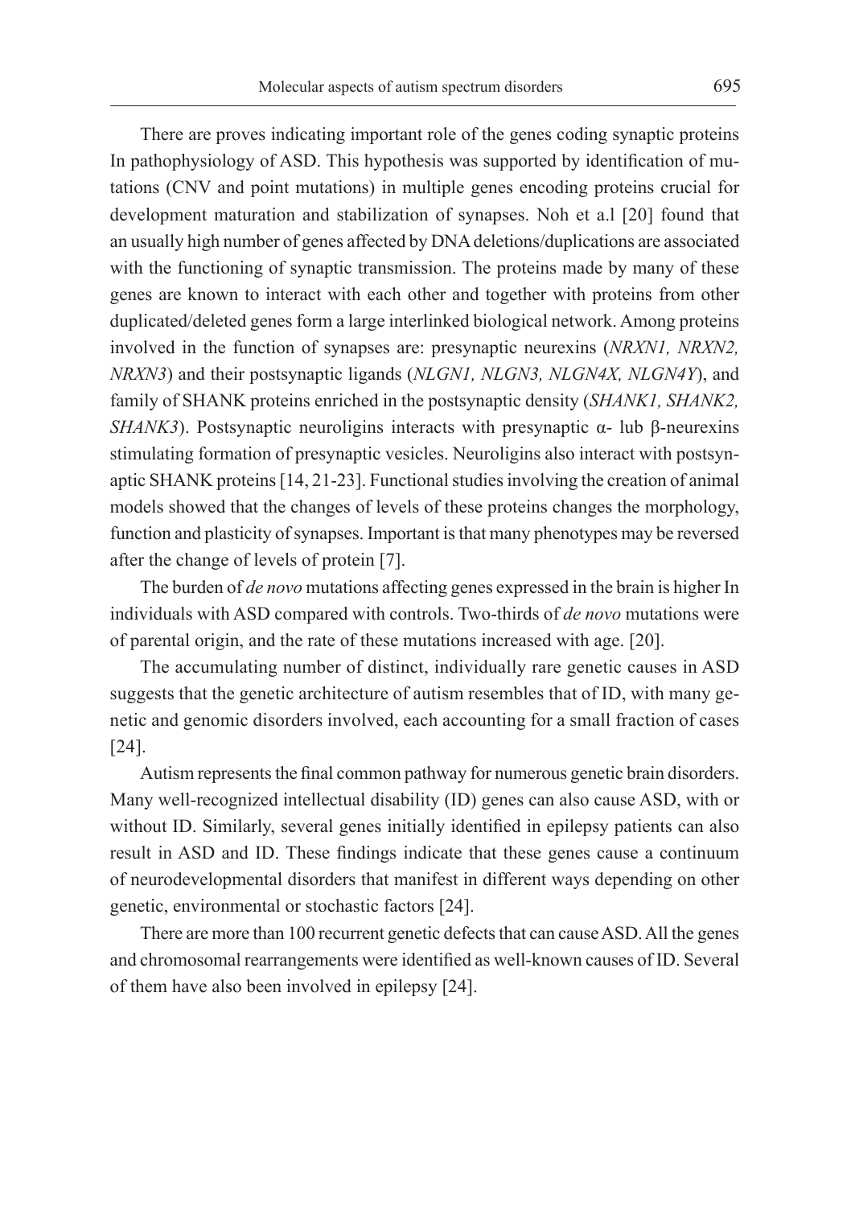There are proves indicating important role of the genes coding synaptic proteins In pathophysiology of ASD. This hypothesis was supported by identification of mutations (CNV and point mutations) in multiple genes encoding proteins crucial for development maturation and stabilization of synapses. Noh et a.l [20] found that an usually high number of genes affected by DNA deletions/duplications are associated with the functioning of synaptic transmission. The proteins made by many of these genes are known to interact with each other and together with proteins from other duplicated/deleted genes form a large interlinked biological network. Among proteins involved in the function of synapses are: presynaptic neurexins (*NRXN1, NRXN2, NRXN3*) and their postsynaptic ligands (*NLGN1, NLGN3, NLGN4X, NLGN4Y*), and family of SHANK proteins enriched in the postsynaptic density (*SHANK1, SHANK2, SHANK3*). Postsynaptic neuroligins interacts with presynaptic α- lub β-neurexins stimulating formation of presynaptic vesicles. Neuroligins also interact with postsynaptic SHANK proteins [14, 21-23]. Functional studies involving the creation of animal models showed that the changes of levels of these proteins changes the morphology, function and plasticity of synapses. Important is that many phenotypes may be reversed after the change of levels of protein [7].

The burden of *de novo* mutations affecting genes expressed in the brain is higher In individuals with ASD compared with controls. Two-thirds of *de novo* mutations were of parental origin, and the rate of these mutations increased with age. [20].

The accumulating number of distinct, individually rare genetic causes in ASD suggests that the genetic architecture of autism resembles that of ID, with many genetic and genomic disorders involved, each accounting for a small fraction of cases [24].

Autism represents the final common pathway for numerous genetic brain disorders. Many well-recognized intellectual disability (ID) genes can also cause ASD, with or without ID. Similarly, several genes initially identified in epilepsy patients can also result in ASD and ID. These findings indicate that these genes cause a continuum of neurodevelopmental disorders that manifest in different ways depending on other genetic, environmental or stochastic factors [24].

There are more than 100 recurrent genetic defects that can cause ASD. All the genes and chromosomal rearrangements were identified as well-known causes of ID. Several of them have also been involved in epilepsy [24].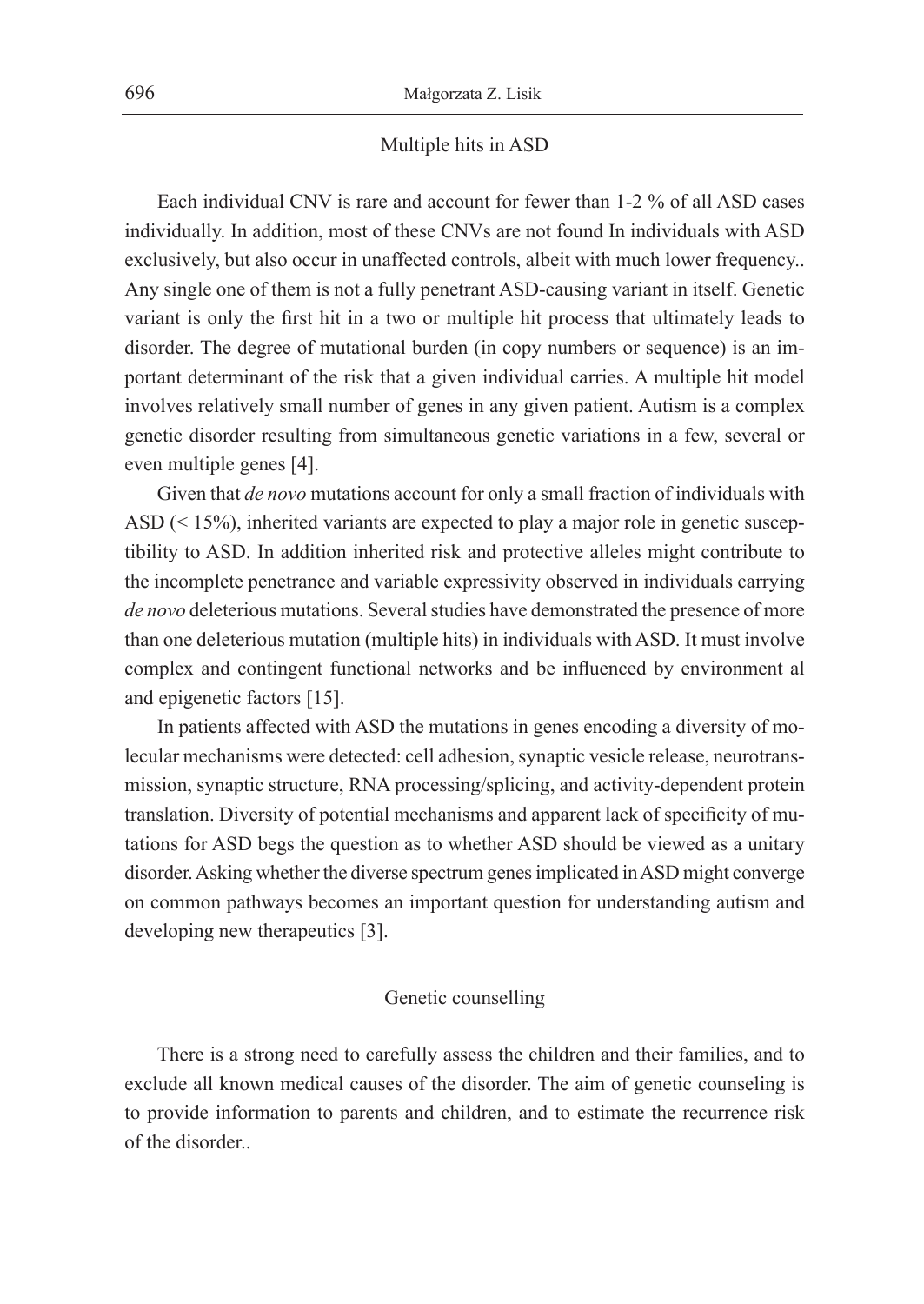## Multiple hits in ASD

Each individual CNV is rare and account for fewer than 1-2 % of all ASD cases individually. In addition, most of these CNVs are not found In individuals with ASD exclusively, but also occur in unaffected controls, albeit with much lower frequency.. Any single one of them is not a fully penetrant ASD-causing variant in itself. Genetic variant is only the first hit in a two or multiple hit process that ultimately leads to disorder. The degree of mutational burden (in copy numbers or sequence) is an important determinant of the risk that a given individual carries. A multiple hit model involves relatively small number of genes in any given patient. Autism is a complex genetic disorder resulting from simultaneous genetic variations in a few, several or even multiple genes [4].

Given that *de novo* mutations account for only a small fraction of individuals with ASD (< 15%), inherited variants are expected to play a major role in genetic susceptibility to ASD. In addition inherited risk and protective alleles might contribute to the incomplete penetrance and variable expressivity observed in individuals carrying *de novo* deleterious mutations. Several studies have demonstrated the presence of more than one deleterious mutation (multiple hits) in individuals with ASD. It must involve complex and contingent functional networks and be influenced by environment al and epigenetic factors [15].

In patients affected with ASD the mutations in genes encoding a diversity of molecular mechanisms were detected: cell adhesion, synaptic vesicle release, neurotransmission, synaptic structure, RNA processing/splicing, and activity-dependent protein translation. Diversity of potential mechanisms and apparent lack of specificity of mutations for ASD begs the question as to whether ASD should be viewed as a unitary disorder. Asking whether the diverse spectrum genes implicated in ASD might converge on common pathways becomes an important question for understanding autism and developing new therapeutics [3].

## Genetic counselling

There is a strong need to carefully assess the children and their families, and to exclude all known medical causes of the disorder. The aim of genetic counseling is to provide information to parents and children, and to estimate the recurrence risk of the disorder..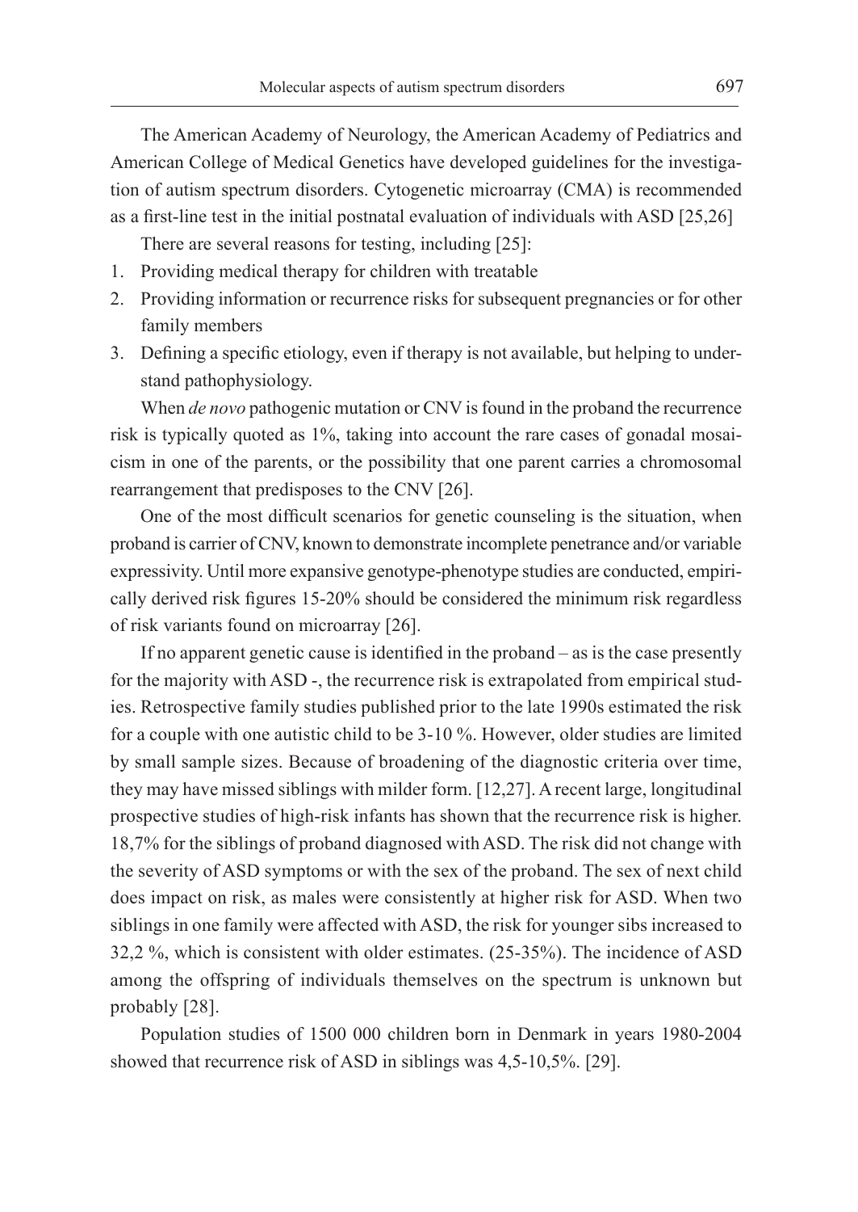The American Academy of Neurology, the American Academy of Pediatrics and American College of Medical Genetics have developed guidelines for the investigation of autism spectrum disorders. Cytogenetic microarray (CMA) is recommended as a first-line test in the initial postnatal evaluation of individuals with ASD [25,26]

There are several reasons for testing, including [25]:

1. Providing medical therapy for children with treatable
2. Providing information or recurrence risks for subsequent pregnancies or for other family members
3. Defining a specific etiology, even if therapy is not available, but helping to understand pathophysiology.

When *de novo* pathogenic mutation or CNV is found in the proband the recurrence risk is typically quoted as 1%, taking into account the rare cases of gonadal mosaicism in one of the parents, or the possibility that one parent carries a chromosomal rearrangement that predisposes to the CNV [26].

One of the most difficult scenarios for genetic counseling is the situation, when proband is carrier of CNV, known to demonstrate incomplete penetrance and/or variable expressivity. Until more expansive genotype-phenotype studies are conducted, empirically derived risk figures 15-20% should be considered the minimum risk regardless of risk variants found on microarray [26].

If no apparent genetic cause is identified in the proband – as is the case presently for the majority with ASD -, the recurrence risk is extrapolated from empirical studies. Retrospective family studies published prior to the late 1990s estimated the risk for a couple with one autistic child to be 3-10 %. However, older studies are limited by small sample sizes. Because of broadening of the diagnostic criteria over time, they may have missed siblings with milder form. [12,27]. A recent large, longitudinal prospective studies of high-risk infants has shown that the recurrence risk is higher. 18,7% for the siblings of proband diagnosed with ASD. The risk did not change with the severity of ASD symptoms or with the sex of the proband. The sex of next child does impact on risk, as males were consistently at higher risk for ASD. When two siblings in one family were affected with ASD, the risk for younger sibs increased to 32,2 %, which is consistent with older estimates. (25-35%). The incidence of ASD among the offspring of individuals themselves on the spectrum is unknown but probably [28].

Population studies of 1500 000 children born in Denmark in years 1980-2004 showed that recurrence risk of ASD in siblings was 4,5-10,5%. [29].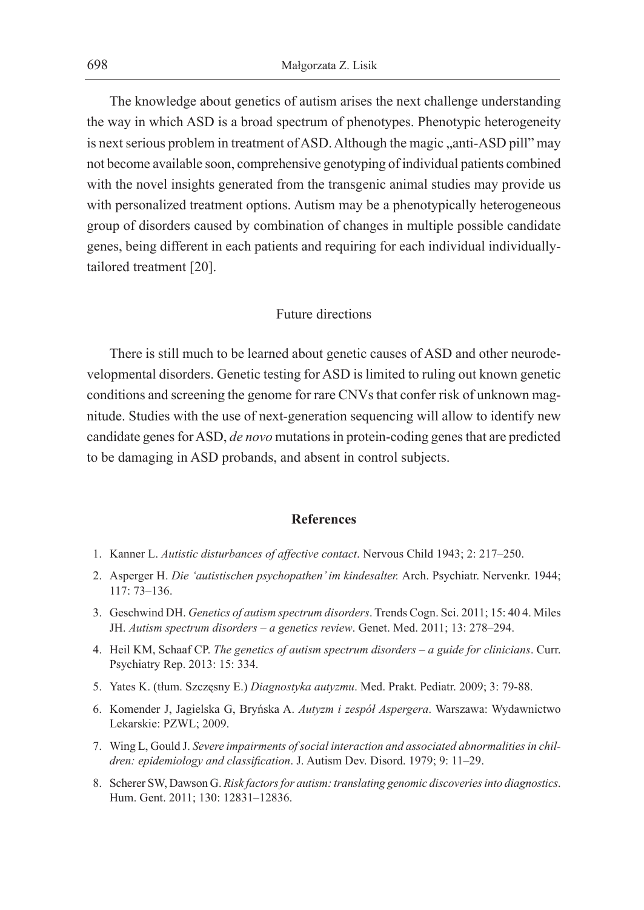The knowledge about genetics of autism arises the next challenge understanding the way in which ASD is a broad spectrum of phenotypes. Phenotypic heterogeneity is next serious problem in treatment of ASD. Although the magic „anti-ASD pill" may not become available soon, comprehensive genotyping of individual patients combined with the novel insights generated from the transgenic animal studies may provide us with personalized treatment options. Autism may be a phenotypically heterogeneous group of disorders caused by combination of changes in multiple possible candidate genes, being different in each patients and requiring for each individual individually-tailored treatment [20].

## Future directions

There is still much to be learned about genetic causes of ASD and other neurodevelopmental disorders. Genetic testing for ASD is limited to ruling out known genetic conditions and screening the genome for rare CNVs that confer risk of unknown magnitude. Studies with the use of next-generation sequencing will allow to identify new candidate genes for ASD, *de novo* mutations in protein-coding genes that are predicted to be damaging in ASD probands, and absent in control subjects.

## References

1. Kanner L. *Autistic disturbances of affective contact*. Nervous Child 1943; 2: 217–250.
2. Asperger H. *Die 'autistischen psychopathen' im kindesalter.* Arch. Psychiatr. Nervenkr. 1944; 117: 73–136.
3. Geschwind DH. *Genetics of autism spectrum disorders*. Trends Cogn. Sci. 2011; 15: 40 4. Miles JH. *Autism spectrum disorders – a genetics review*. Genet. Med. 2011; 13: 278–294.
4. Heil KM, Schaaf CP. *The genetics of autism spectrum disorders – a guide for clinicians*. Curr. Psychiatry Rep. 2013: 15: 334.
5. Yates K. (tłum. Szczęsny E.) *Diagnostyka autyzmu*. Med. Prakt. Pediatr. 2009; 3: 79-88.
6. Komender J, Jagielska G, Bryńska A. *Autyzm i zespół Aspergera*. Warszawa: Wydawnictwo Lekarskie: PZWL; 2009.
7. Wing L, Gould J. *Severe impairments of social interaction and associated abnormalities in children: epidemiology and classification*. J. Autism Dev. Disord. 1979; 9: 11–29.
8. Scherer SW, Dawson G. *Risk factors for autism: translating genomic discoveries into diagnostics*. Hum. Gent. 2011; 130: 12831–12836.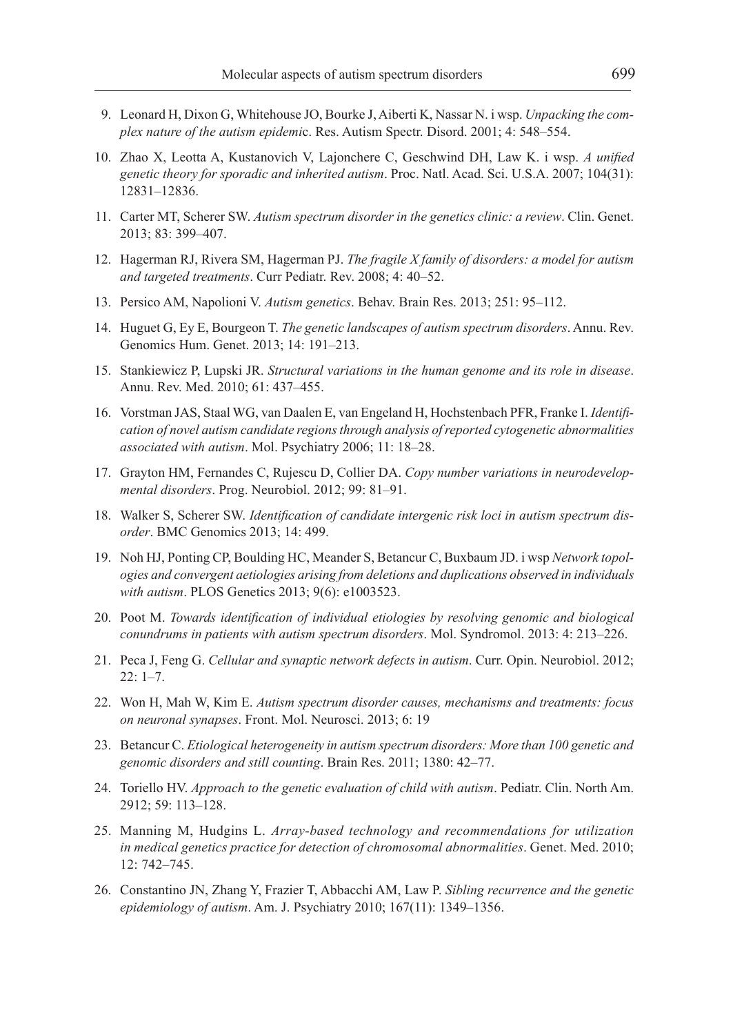9. Leonard H, Dixon G, Whitehouse JO, Bourke J, Aiberti K, Nassar N. i wsp. *Unpacking the complex nature of the autism epidemic*. Res. Autism Spectr. Disord. 2001; 4: 548–554.
10. Zhao X, Leotta A, Kustanovich V, Lajonchere C, Geschwind DH, Law K. i wsp. *A unified genetic theory for sporadic and inherited autism*. Proc. Natl. Acad. Sci. U.S.A. 2007; 104(31): 12831–12836.
11. Carter MT, Scherer SW. *Autism spectrum disorder in the genetics clinic: a review*. Clin. Genet. 2013; 83: 399–407.
12. Hagerman RJ, Rivera SM, Hagerman PJ. *The fragile X family of disorders: a model for autism and targeted treatments*. Curr Pediatr. Rev. 2008; 4: 40–52.
13. Persico AM, Napolioni V. *Autism genetics*. Behav. Brain Res. 2013; 251: 95–112.
14. Huguet G, Ey E, Bourgeon T. *The genetic landscapes of autism spectrum disorders*. Annu. Rev. Genomics Hum. Genet. 2013; 14: 191–213.
15. Stankiewicz P, Lupski JR. *Structural variations in the human genome and its role in disease*. Annu. Rev. Med. 2010; 61: 437–455.
16. Vorstman JAS, Staal WG, van Daalen E, van Engeland H, Hochstenbach PFR, Franke I. *Identification of novel autism candidate regions through analysis of reported cytogenetic abnormalities associated with autism*. Mol. Psychiatry 2006; 11: 18–28.
17. Grayton HM, Fernandes C, Rujescu D, Collier DA. *Copy number variations in neurodevelopmental disorders*. Prog. Neurobiol. 2012; 99: 81–91.
18. Walker S, Scherer SW. *Identification of candidate intergenic risk loci in autism spectrum disorder*. BMC Genomics 2013; 14: 499.
19. Noh HJ, Ponting CP, Boulding HC, Meander S, Betancur C, Buxbaum JD. i wsp *Network topologies and convergent aetiologies arising from deletions and duplications observed in individuals with autism*. PLOS Genetics 2013; 9(6): e1003523.
20. Poot M. *Towards identification of individual etiologies by resolving genomic and biological conundrums in patients with autism spectrum disorders*. Mol. Syndromol. 2013: 4: 213–226.
21. Peca J, Feng G. *Cellular and synaptic network defects in autism*. Curr. Opin. Neurobiol. 2012; 22: 1–7.
22. Won H, Mah W, Kim E. *Autism spectrum disorder causes, mechanisms and treatments: focus on neuronal synapses*. Front. Mol. Neurosci. 2013; 6: 19
23. Betancur C. *Etiological heterogeneity in autism spectrum disorders: More than 100 genetic and genomic disorders and still counting*. Brain Res. 2011; 1380: 42–77.
24. Toriello HV. *Approach to the genetic evaluation of child with autism*. Pediatr. Clin. North Am. 2912; 59: 113–128.
25. Manning M, Hudgins L. *Array-based technology and recommendations for utilization in medical genetics practice for detection of chromosomal abnormalities*. Genet. Med. 2010; 12: 742–745.
26. Constantino JN, Zhang Y, Frazier T, Abbacchi AM, Law P. *Sibling recurrence and the genetic epidemiology of autism*. Am. J. Psychiatry 2010; 167(11): 1349–1356.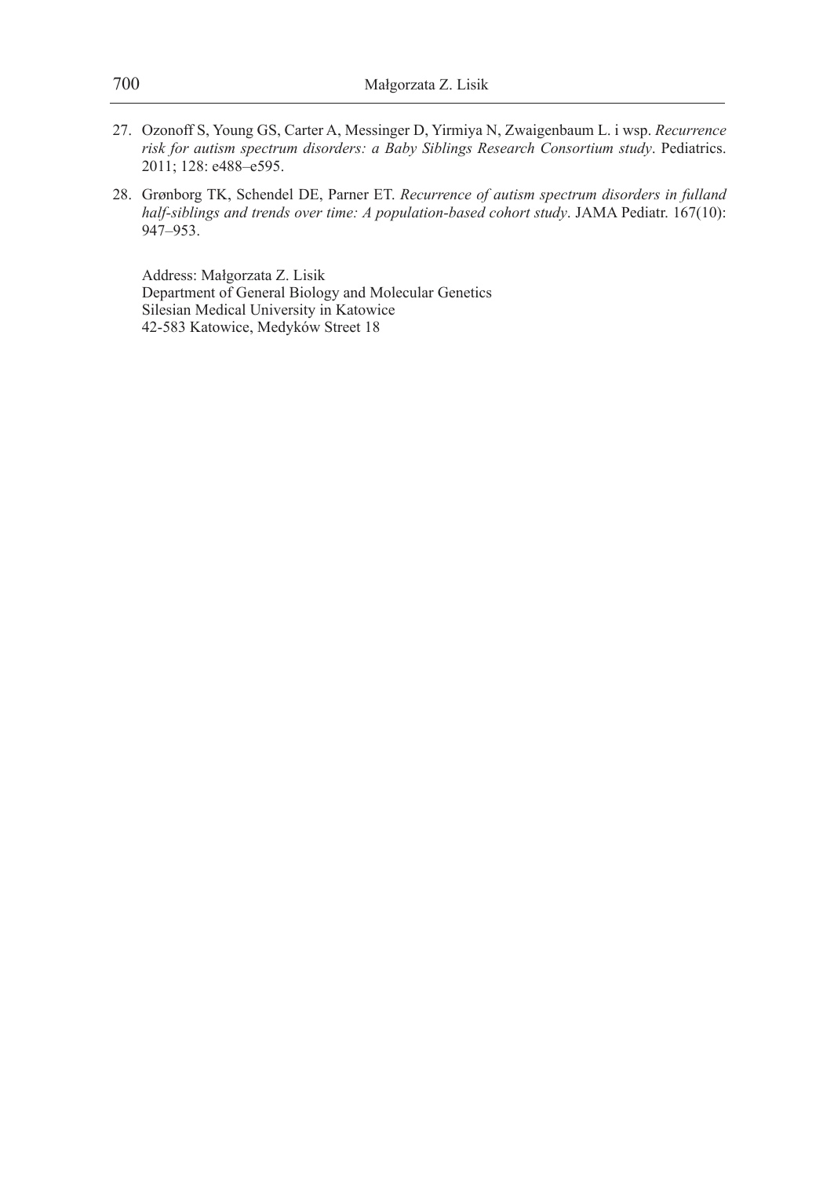27. Ozonoff S, Young GS, Carter A, Messinger D, Yirmiya N, Zwaigenbaum L. i wsp. *Recurrence risk for autism spectrum disorders: a Baby Siblings Research Consortium study*. Pediatrics. 2011; 128: e488–e595.

28. Grønborg TK, Schendel DE, Parner ET. *Recurrence of autism spectrum disorders in fulland half-siblings and trends over time: A population-based cohort study*. JAMA Pediatr. 167(10): 947–953.

Address: Małgorzata Z. Lisik
Department of General Biology and Molecular Genetics
Silesian Medical University in Katowice
42-583 Katowice, Medyków Street 18